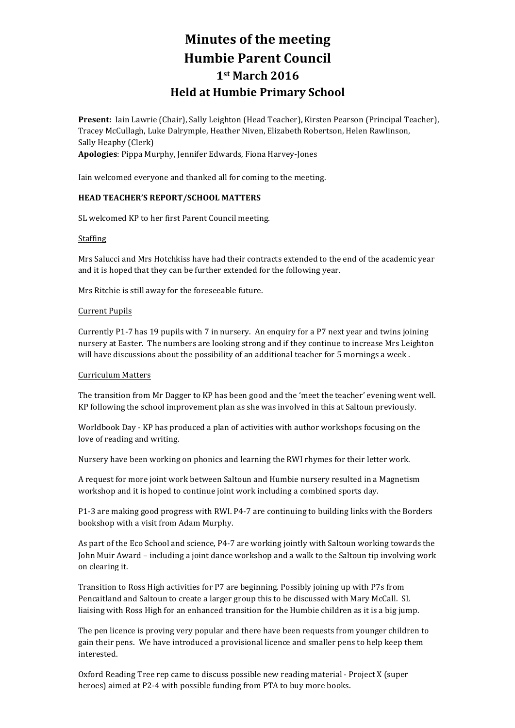# Minutes of the meeting
# Humbie Parent Council
## 1st March 2016
## Held at Humbie Primary School

**Present:** Iain Lawrie (Chair), Sally Leighton (Head Teacher), Kirsten Pearson (Principal Teacher), Tracey McCullagh, Luke Dalrymple, Heather Niven, Elizabeth Robertson, Helen Rawlinson, Sally Heaphy (Clerk)
**Apologies**: Pippa Murphy, Jennifer Edwards, Fiona Harvey-Jones

Iain welcomed everyone and thanked all for coming to the meeting.

**HEAD TEACHER'S REPORT/SCHOOL MATTERS**

SL welcomed KP to her first Parent Council meeting.

Staffing

Mrs Salucci and Mrs Hotchkiss have had their contracts extended to the end of the academic year and it is hoped that they can be further extended for the following year.

Mrs Ritchie is still away for the foreseeable future.

Current Pupils

Currently P1-7 has 19 pupils with 7 in nursery. An enquiry for a P7 next year and twins joining nursery at Easter. The numbers are looking strong and if they continue to increase Mrs Leighton will have discussions about the possibility of an additional teacher for 5 mornings a week .

Curriculum Matters

The transition from Mr Dagger to KP has been good and the 'meet the teacher' evening went well. KP following the school improvement plan as she was involved in this at Saltoun previously.

Worldbook Day - KP has produced a plan of activities with author workshops focusing on the love of reading and writing.

Nursery have been working on phonics and learning the RWI rhymes for their letter work.

A request for more joint work between Saltoun and Humbie nursery resulted in a Magnetism workshop and it is hoped to continue joint work including a combined sports day.

P1-3 are making good progress with RWI. P4-7 are continuing to building links with the Borders bookshop with a visit from Adam Murphy.

As part of the Eco School and science, P4-7 are working jointly with Saltoun working towards the John Muir Award – including a joint dance workshop and a walk to the Saltoun tip involving work on clearing it.

Transition to Ross High activities for P7 are beginning. Possibly joining up with P7s from Pencaitland and Saltoun to create a larger group this to be discussed with Mary McCall. SL liaising with Ross High for an enhanced transition for the Humbie children as it is a big jump.

The pen licence is proving very popular and there have been requests from younger children to gain their pens. We have introduced a provisional licence and smaller pens to help keep them interested.

Oxford Reading Tree rep came to discuss possible new reading material - Project X (super heroes) aimed at P2-4 with possible funding from PTA to buy more books.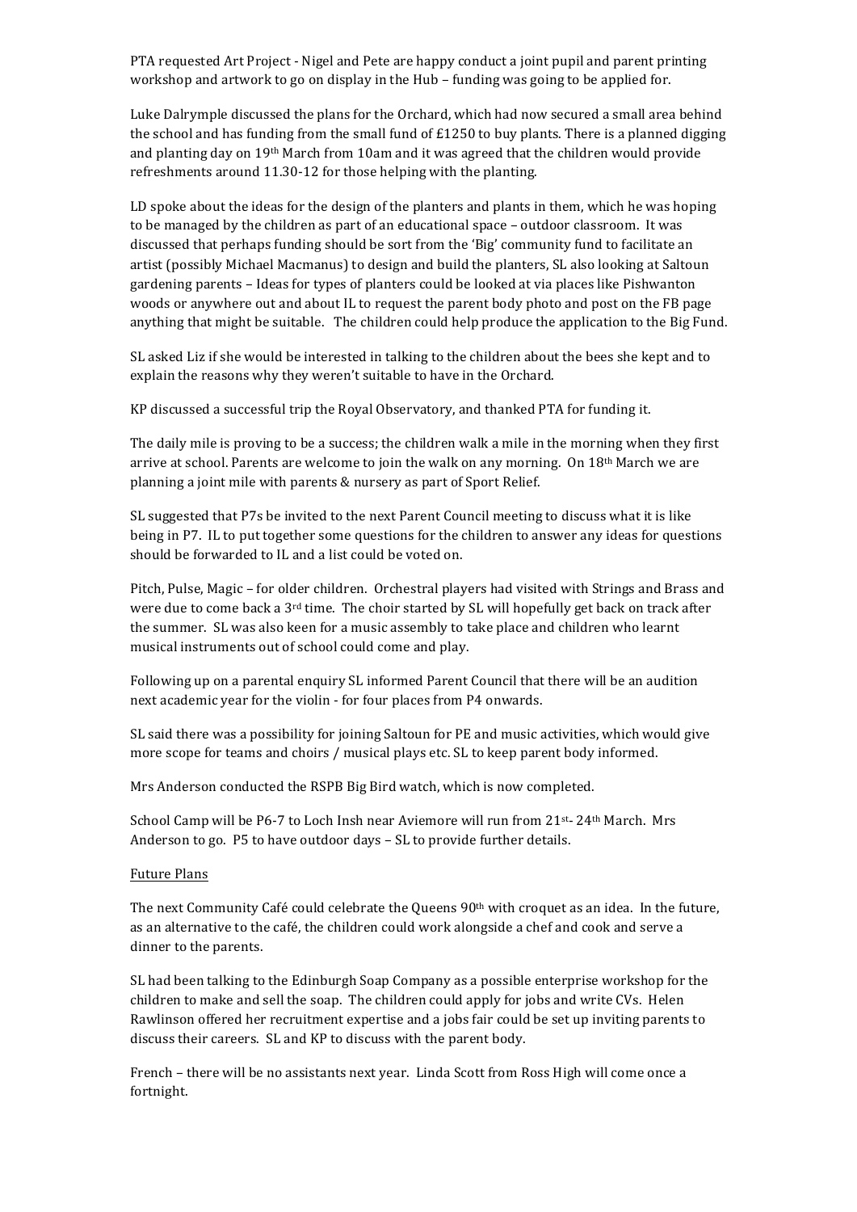PTA requested Art Project - Nigel and Pete are happy conduct a joint pupil and parent printing workshop and artwork to go on display in the Hub – funding was going to be applied for.

Luke Dalrymple discussed the plans for the Orchard, which had now secured a small area behind the school and has funding from the small fund of £1250 to buy plants. There is a planned digging and planting day on 19th March from 10am and it was agreed that the children would provide refreshments around 11.30-12 for those helping with the planting.

LD spoke about the ideas for the design of the planters and plants in them, which he was hoping to be managed by the children as part of an educational space – outdoor classroom. It was discussed that perhaps funding should be sort from the 'Big' community fund to facilitate an artist (possibly Michael Macmanus) to design and build the planters, SL also looking at Saltoun gardening parents – Ideas for types of planters could be looked at via places like Pishwanton woods or anywhere out and about IL to request the parent body photo and post on the FB page anything that might be suitable. The children could help produce the application to the Big Fund.

SL asked Liz if she would be interested in talking to the children about the bees she kept and to explain the reasons why they weren't suitable to have in the Orchard.

KP discussed a successful trip the Royal Observatory, and thanked PTA for funding it.

The daily mile is proving to be a success; the children walk a mile in the morning when they first arrive at school. Parents are welcome to join the walk on any morning. On 18th March we are planning a joint mile with parents & nursery as part of Sport Relief.

SL suggested that P7s be invited to the next Parent Council meeting to discuss what it is like being in P7. IL to put together some questions for the children to answer any ideas for questions should be forwarded to IL and a list could be voted on.

Pitch, Pulse, Magic – for older children. Orchestral players had visited with Strings and Brass and were due to come back a 3rd time. The choir started by SL will hopefully get back on track after the summer. SL was also keen for a music assembly to take place and children who learnt musical instruments out of school could come and play.

Following up on a parental enquiry SL informed Parent Council that there will be an audition next academic year for the violin - for four places from P4 onwards.

SL said there was a possibility for joining Saltoun for PE and music activities, which would give more scope for teams and choirs / musical plays etc. SL to keep parent body informed.

Mrs Anderson conducted the RSPB Big Bird watch, which is now completed.

School Camp will be P6-7 to Loch Insh near Aviemore will run from 21st- 24th March. Mrs Anderson to go. P5 to have outdoor days – SL to provide further details.

Future Plans

The next Community Café could celebrate the Queens 90th with croquet as an idea. In the future, as an alternative to the café, the children could work alongside a chef and cook and serve a dinner to the parents.

SL had been talking to the Edinburgh Soap Company as a possible enterprise workshop for the children to make and sell the soap. The children could apply for jobs and write CVs. Helen Rawlinson offered her recruitment expertise and a jobs fair could be set up inviting parents to discuss their careers. SL and KP to discuss with the parent body.

French – there will be no assistants next year. Linda Scott from Ross High will come once a fortnight.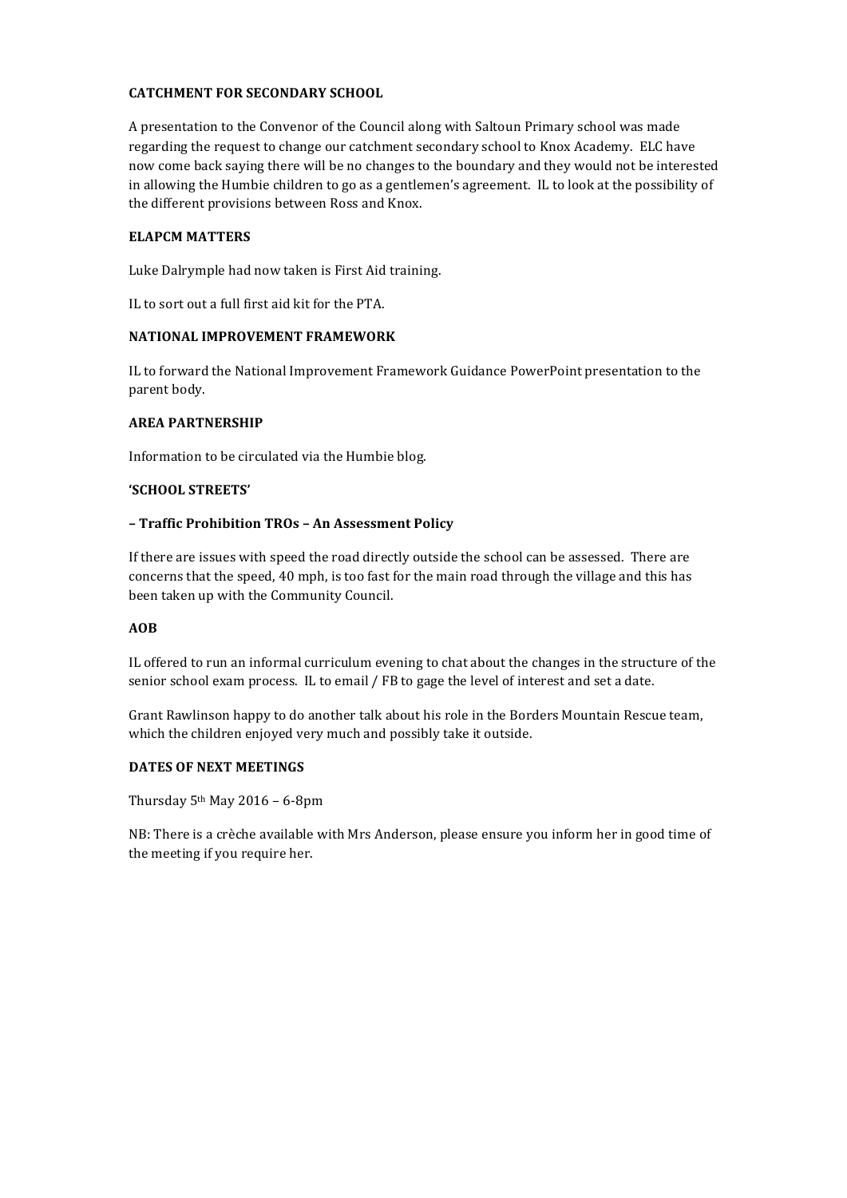**CATCHMENT FOR SECONDARY SCHOOL**

A presentation to the Convenor of the Council along with Saltoun Primary school was made regarding the request to change our catchment secondary school to Knox Academy. ELC have now come back saying there will be no changes to the boundary and they would not be interested in allowing the Humbie children to go as a gentlemen's agreement. IL to look at the possibility of the different provisions between Ross and Knox.

**ELAPCM MATTERS**

Luke Dalrymple had now taken is First Aid training.

IL to sort out a full first aid kit for the PTA.

**NATIONAL IMPROVEMENT FRAMEWORK**

IL to forward the National Improvement Framework Guidance PowerPoint presentation to the parent body.

**AREA PARTNERSHIP**

Information to be circulated via the Humbie blog.

**'SCHOOL STREETS'**

**– Traffic Prohibition TROs – An Assessment Policy**

If there are issues with speed the road directly outside the school can be assessed. There are concerns that the speed, 40 mph, is too fast for the main road through the village and this has been taken up with the Community Council.

**AOB**

IL offered to run an informal curriculum evening to chat about the changes in the structure of the senior school exam process. IL to email / FB to gage the level of interest and set a date.

Grant Rawlinson happy to do another talk about his role in the Borders Mountain Rescue team, which the children enjoyed very much and possibly take it outside.

**DATES OF NEXT MEETINGS**

Thursday 5th May 2016 – 6-8pm

NB: There is a crèche available with Mrs Anderson, please ensure you inform her in good time of the meeting if you require her.